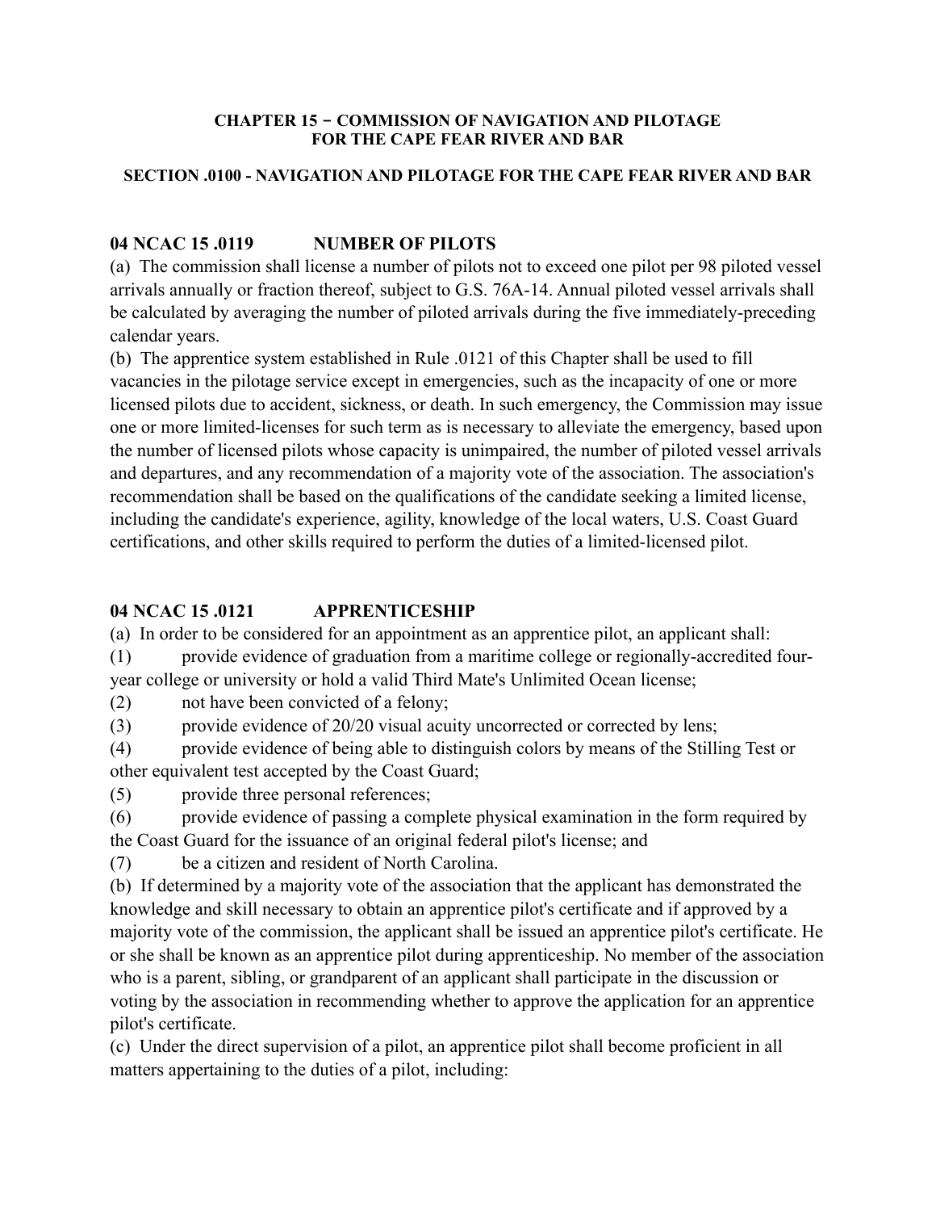**CHAPTER 15 − COMMISSION OF NAVIGATION AND PILOTAGE FOR THE CAPE FEAR RIVER AND BAR**

**SECTION .0100 - NAVIGATION AND PILOTAGE FOR THE CAPE FEAR RIVER AND BAR**

### 04 NCAC 15 .0119 NUMBER OF PILOTS

(a) The commission shall license a number of pilots not to exceed one pilot per 98 piloted vessel arrivals annually or fraction thereof, subject to G.S. 76A-14. Annual piloted vessel arrivals shall be calculated by averaging the number of piloted arrivals during the five immediately-preceding calendar years.

(b) The apprentice system established in Rule .0121 of this Chapter shall be used to fill vacancies in the pilotage service except in emergencies, such as the incapacity of one or more licensed pilots due to accident, sickness, or death. In such emergency, the Commission may issue one or more limited-licenses for such term as is necessary to alleviate the emergency, based upon the number of licensed pilots whose capacity is unimpaired, the number of piloted vessel arrivals and departures, and any recommendation of a majority vote of the association. The association's recommendation shall be based on the qualifications of the candidate seeking a limited license, including the candidate's experience, agility, knowledge of the local waters, U.S. Coast Guard certifications, and other skills required to perform the duties of a limited-licensed pilot.

### 04 NCAC 15 .0121 APPRENTICESHIP

(a) In order to be considered for an appointment as an apprentice pilot, an applicant shall:

(1) provide evidence of graduation from a maritime college or regionally-accredited four-year college or university or hold a valid Third Mate's Unlimited Ocean license;

(2) not have been convicted of a felony;

(3) provide evidence of 20/20 visual acuity uncorrected or corrected by lens;

(4) provide evidence of being able to distinguish colors by means of the Stilling Test or other equivalent test accepted by the Coast Guard;

(5) provide three personal references;

(6) provide evidence of passing a complete physical examination in the form required by the Coast Guard for the issuance of an original federal pilot's license; and

(7) be a citizen and resident of North Carolina.

(b) If determined by a majority vote of the association that the applicant has demonstrated the knowledge and skill necessary to obtain an apprentice pilot's certificate and if approved by a majority vote of the commission, the applicant shall be issued an apprentice pilot's certificate. He or she shall be known as an apprentice pilot during apprenticeship. No member of the association who is a parent, sibling, or grandparent of an applicant shall participate in the discussion or voting by the association in recommending whether to approve the application for an apprentice pilot's certificate.

(c) Under the direct supervision of a pilot, an apprentice pilot shall become proficient in all matters appertaining to the duties of a pilot, including: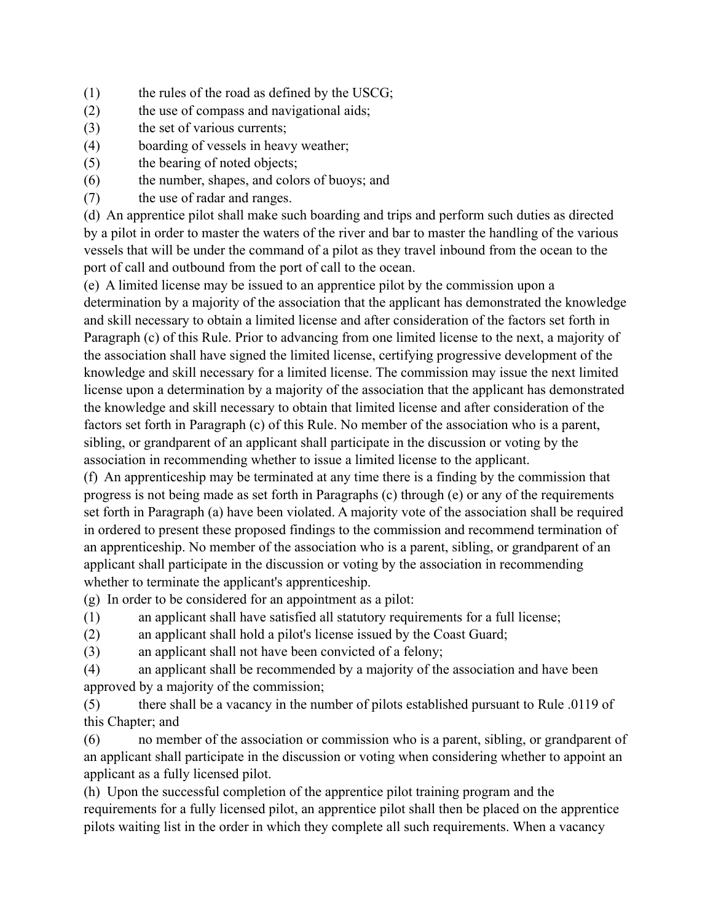(1) the rules of the road as defined by the USCG;
(2) the use of compass and navigational aids;
(3) the set of various currents;
(4) boarding of vessels in heavy weather;
(5) the bearing of noted objects;
(6) the number, shapes, and colors of buoys; and
(7) the use of radar and ranges.

(d) An apprentice pilot shall make such boarding and trips and perform such duties as directed by a pilot in order to master the waters of the river and bar to master the handling of the various vessels that will be under the command of a pilot as they travel inbound from the ocean to the port of call and outbound from the port of call to the ocean.

(e) A limited license may be issued to an apprentice pilot by the commission upon a determination by a majority of the association that the applicant has demonstrated the knowledge and skill necessary to obtain a limited license and after consideration of the factors set forth in Paragraph (c) of this Rule. Prior to advancing from one limited license to the next, a majority of the association shall have signed the limited license, certifying progressive development of the knowledge and skill necessary for a limited license. The commission may issue the next limited license upon a determination by a majority of the association that the applicant has demonstrated the knowledge and skill necessary to obtain that limited license and after consideration of the factors set forth in Paragraph (c) of this Rule. No member of the association who is a parent, sibling, or grandparent of an applicant shall participate in the discussion or voting by the association in recommending whether to issue a limited license to the applicant.

(f) An apprenticeship may be terminated at any time there is a finding by the commission that progress is not being made as set forth in Paragraphs (c) through (e) or any of the requirements set forth in Paragraph (a) have been violated. A majority vote of the association shall be required in ordered to present these proposed findings to the commission and recommend termination of an apprenticeship. No member of the association who is a parent, sibling, or grandparent of an applicant shall participate in the discussion or voting by the association in recommending whether to terminate the applicant's apprenticeship.

(g) In order to be considered for an appointment as a pilot:
(1) an applicant shall have satisfied all statutory requirements for a full license;
(2) an applicant shall hold a pilot's license issued by the Coast Guard;
(3) an applicant shall not have been convicted of a felony;
(4) an applicant shall be recommended by a majority of the association and have been approved by a majority of the commission;
(5) there shall be a vacancy in the number of pilots established pursuant to Rule .0119 of this Chapter; and
(6) no member of the association or commission who is a parent, sibling, or grandparent of an applicant shall participate in the discussion or voting when considering whether to appoint an applicant as a fully licensed pilot.

(h) Upon the successful completion of the apprentice pilot training program and the requirements for a fully licensed pilot, an apprentice pilot shall then be placed on the apprentice pilots waiting list in the order in which they complete all such requirements. When a vacancy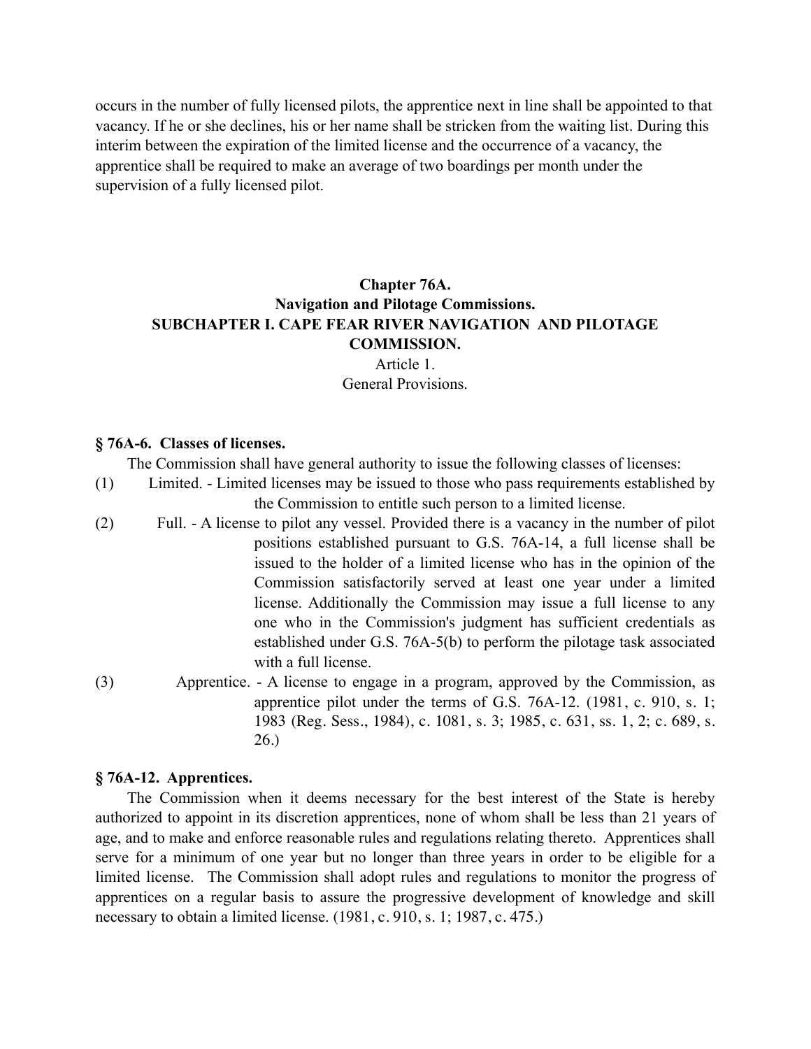occurs in the number of fully licensed pilots, the apprentice next in line shall be appointed to that vacancy. If he or she declines, his or her name shall be stricken from the waiting list. During this interim between the expiration of the limited license and the occurrence of a vacancy, the apprentice shall be required to make an average of two boardings per month under the supervision of a fully licensed pilot.

**Chapter 76A.**
**Navigation and Pilotage Commissions.**
**SUBCHAPTER I. CAPE FEAR RIVER NAVIGATION AND PILOTAGE COMMISSION.**
Article 1.
General Provisions.

**§ 76A-6. Classes of licenses.**

The Commission shall have general authority to issue the following classes of licenses:

(1) Limited. - Limited licenses may be issued to those who pass requirements established by the Commission to entitle such person to a limited license.

(2) Full. - A license to pilot any vessel. Provided there is a vacancy in the number of pilot positions established pursuant to G.S. 76A-14, a full license shall be issued to the holder of a limited license who has in the opinion of the Commission satisfactorily served at least one year under a limited license. Additionally the Commission may issue a full license to any one who in the Commission's judgment has sufficient credentials as established under G.S. 76A-5(b) to perform the pilotage task associated with a full license.

(3) Apprentice. - A license to engage in a program, approved by the Commission, as apprentice pilot under the terms of G.S. 76A-12. (1981, c. 910, s. 1; 1983 (Reg. Sess., 1984), c. 1081, s. 3; 1985, c. 631, ss. 1, 2; c. 689, s. 26.)

**§ 76A-12. Apprentices.**

The Commission when it deems necessary for the best interest of the State is hereby authorized to appoint in its discretion apprentices, none of whom shall be less than 21 years of age, and to make and enforce reasonable rules and regulations relating thereto. Apprentices shall serve for a minimum of one year but no longer than three years in order to be eligible for a limited license. The Commission shall adopt rules and regulations to monitor the progress of apprentices on a regular basis to assure the progressive development of knowledge and skill necessary to obtain a limited license. (1981, c. 910, s. 1; 1987, c. 475.)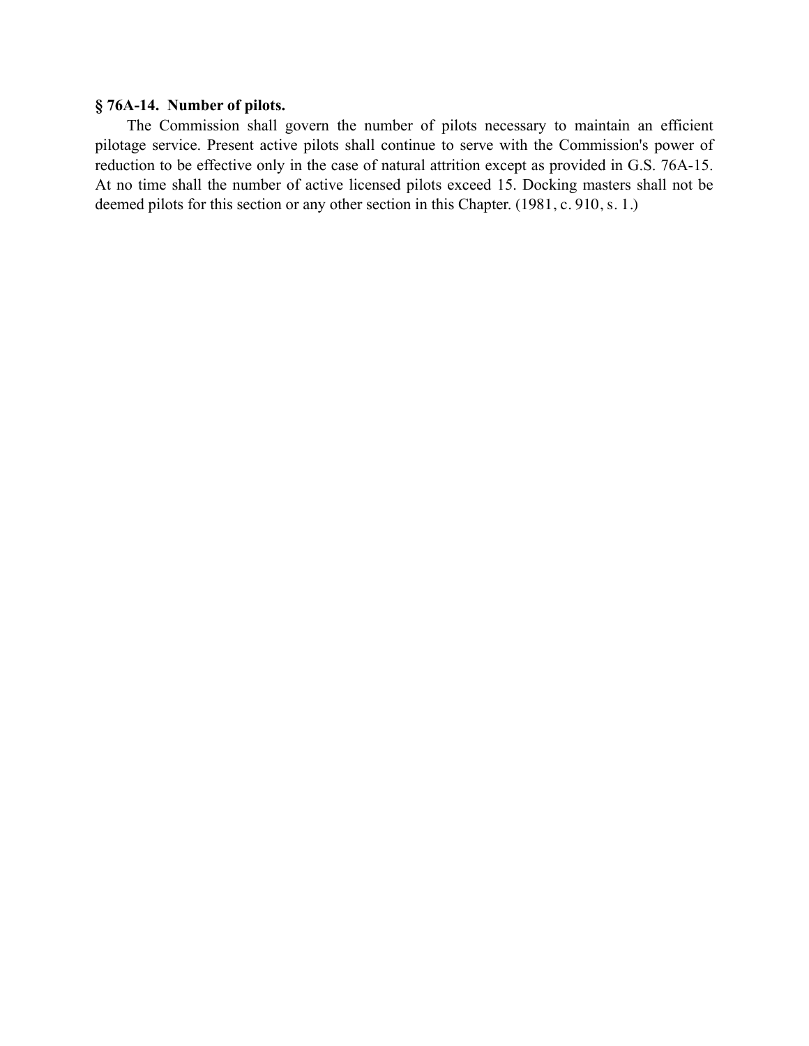**§ 76A-14. Number of pilots.**

The Commission shall govern the number of pilots necessary to maintain an efficient pilotage service. Present active pilots shall continue to serve with the Commission's power of reduction to be effective only in the case of natural attrition except as provided in G.S. 76A-15. At no time shall the number of active licensed pilots exceed 15. Docking masters shall not be deemed pilots for this section or any other section in this Chapter. (1981, c. 910, s. 1.)